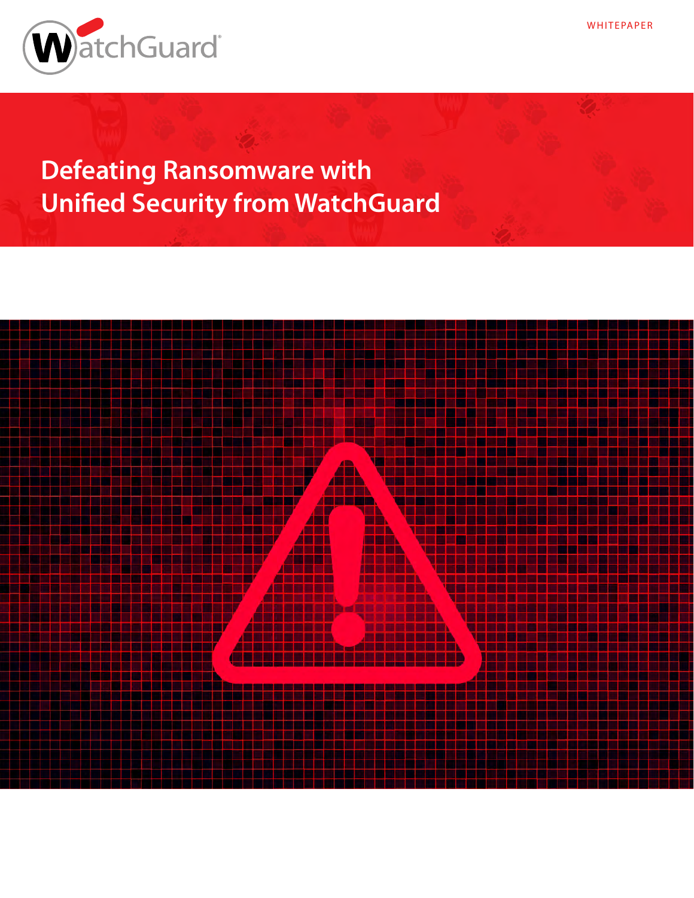WHITEPAPER

# Defeating Ransomware with Unified Security from WatchGuard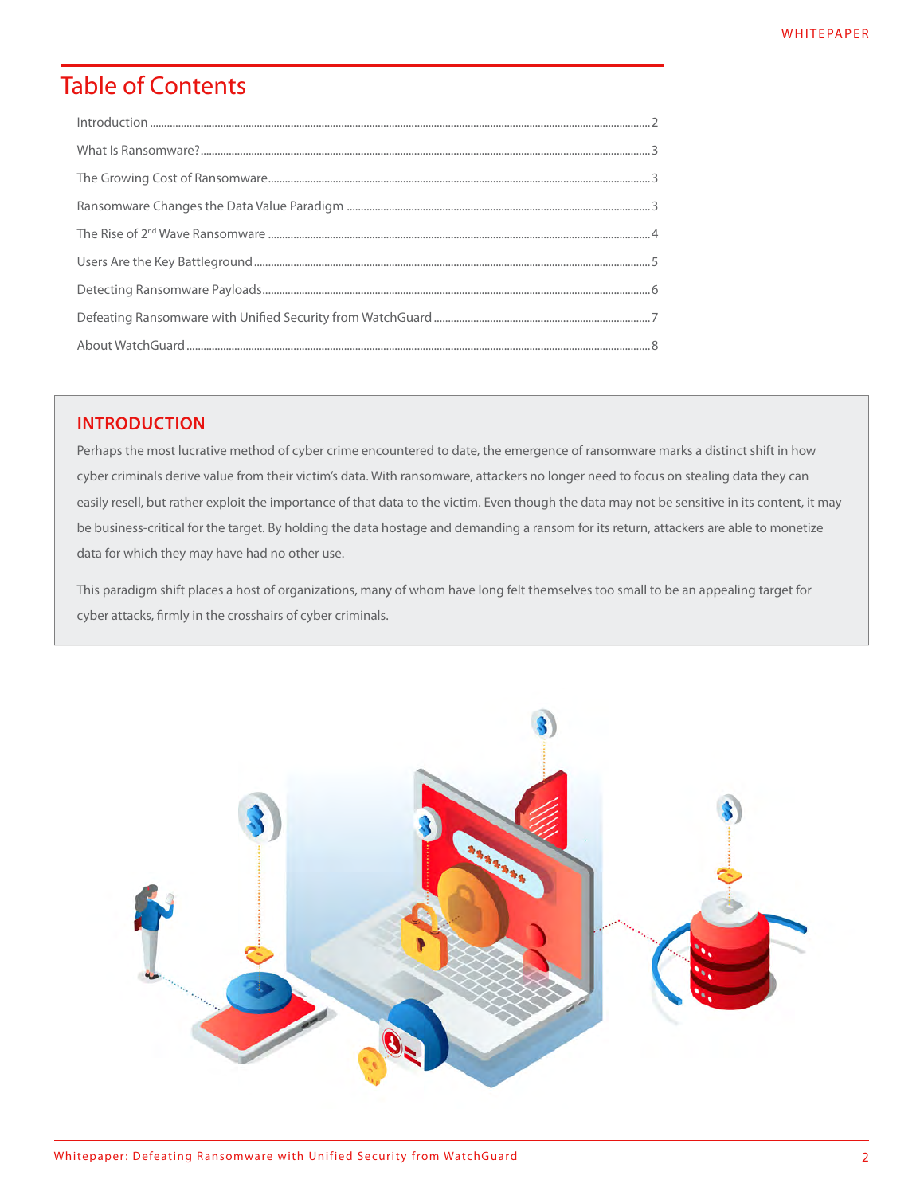## Table of Contents

Introduction ........................................................................................................ 2

What Is Ransomware? ............................................................................................. 3

The Growing Cost of Ransomware ............................................................................ 3

Ransomware Changes the Data Value Paradigm .................................................... 3

The Rise of 2nd Wave Ransomware ......................................................................... 4

Users Are the Key Battleground .............................................................................. 5

Detecting Ransomware Payloads ............................................................................. 6

Defeating Ransomware with Unified Security from WatchGuard .............................. 7

About WatchGuard ................................................................................................. 8

## INTRODUCTION

Perhaps the most lucrative method of cyber crime encountered to date, the emergence of ransomware marks a distinct shift in how cyber criminals derive value from their victim's data. With ransomware, attackers no longer need to focus on stealing data they can easily resell, but rather exploit the importance of that data to the victim. Even though the data may not be sensitive in its content, it may be business-critical for the target. By holding the data hostage and demanding a ransom for its return, attackers are able to monetize data for which they may have had no other use.

This paradigm shift places a host of organizations, many of whom have long felt themselves too small to be an appealing target for cyber attacks, firmly in the crosshairs of cyber criminals.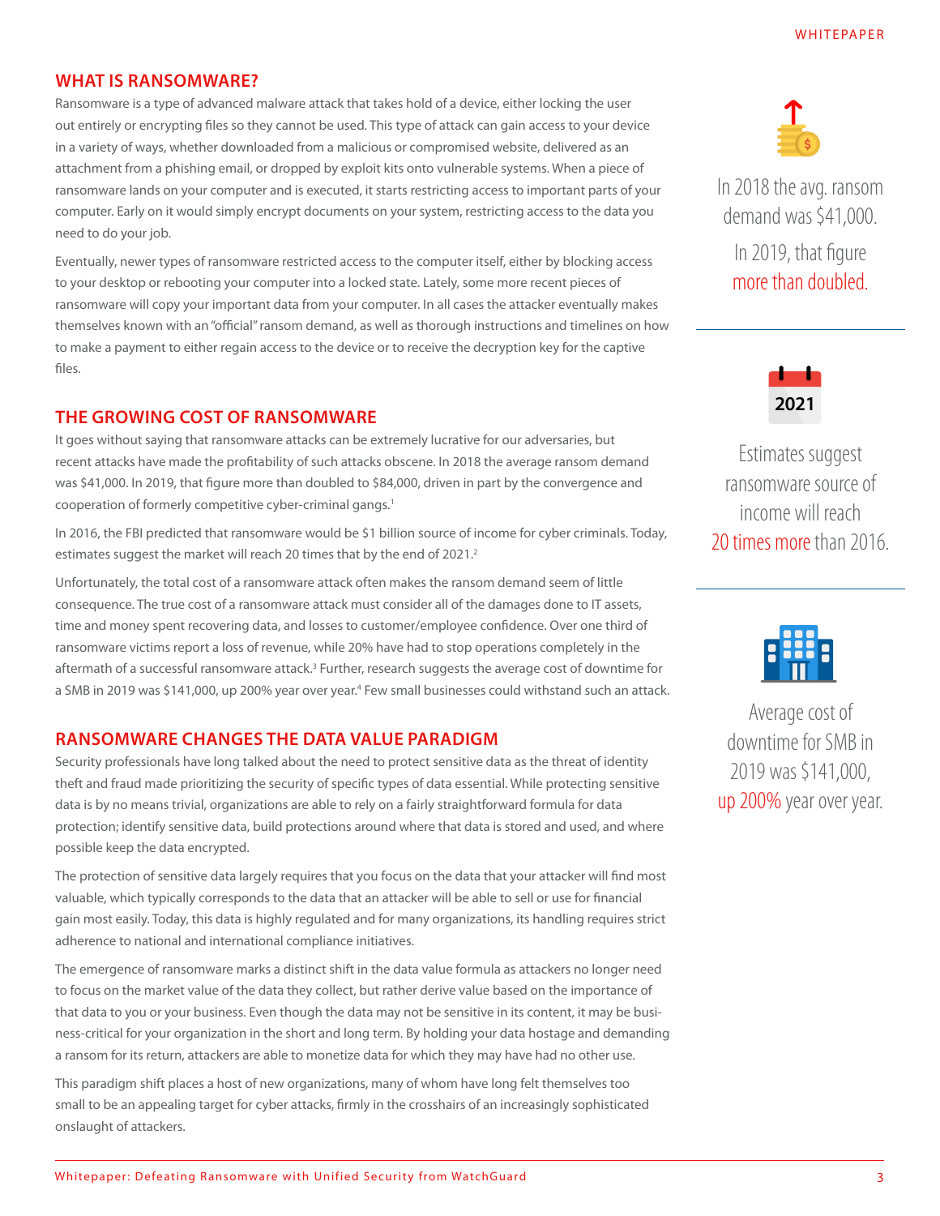## WHAT IS RANSOMWARE?

Ransomware is a type of advanced malware attack that takes hold of a device, either locking the user out entirely or encrypting files so they cannot be used. This type of attack can gain access to your device in a variety of ways, whether downloaded from a malicious or compromised website, delivered as an attachment from a phishing email, or dropped by exploit kits onto vulnerable systems. When a piece of ransomware lands on your computer and is executed, it starts restricting access to important parts of your computer. Early on it would simply encrypt documents on your system, restricting access to the data you need to do your job.

Eventually, newer types of ransomware restricted access to the computer itself, either by blocking access to your desktop or rebooting your computer into a locked state. Lately, some more recent pieces of ransomware will copy your important data from your computer. In all cases the attacker eventually makes themselves known with an "official" ransom demand, as well as thorough instructions and timelines on how to make a payment to either regain access to the device or to receive the decryption key for the captive files.

## THE GROWING COST OF RANSOMWARE

It goes without saying that ransomware attacks can be extremely lucrative for our adversaries, but recent attacks have made the profitability of such attacks obscene. In 2018 the average ransom demand was $41,000. In 2019, that figure more than doubled to $84,000, driven in part by the convergence and cooperation of formerly competitive cyber-criminal gangs.[1]

In 2016, the FBI predicted that ransomware would be $1 billion source of income for cyber criminals. Today, estimates suggest the market will reach 20 times that by the end of 2021.[2]

Unfortunately, the total cost of a ransomware attack often makes the ransom demand seem of little consequence. The true cost of a ransomware attack must consider all of the damages done to IT assets, time and money spent recovering data, and losses to customer/employee confidence. Over one third of ransomware victims report a loss of revenue, while 20% have had to stop operations completely in the aftermath of a successful ransomware attack.[3] Further, research suggests the average cost of downtime for a SMB in 2019 was $141,000, up 200% year over year.[4] Few small businesses could withstand such an attack.

## RANSOMWARE CHANGES THE DATA VALUE PARADIGM

Security professionals have long talked about the need to protect sensitive data as the threat of identity theft and fraud made prioritizing the security of specific types of data essential. While protecting sensitive data is by no means trivial, organizations are able to rely on a fairly straightforward formula for data protection; identify sensitive data, build protections around where that data is stored and used, and where possible keep the data encrypted.

The protection of sensitive data largely requires that you focus on the data that your attacker will find most valuable, which typically corresponds to the data that an attacker will be able to sell or use for financial gain most easily. Today, this data is highly regulated and for many organizations, its handling requires strict adherence to national and international compliance initiatives.

The emergence of ransomware marks a distinct shift in the data value formula as attackers no longer need to focus on the market value of the data they collect, but rather derive value based on the importance of that data to you or your business. Even though the data may not be sensitive in its content, it may be business-critical for your organization in the short and long term. By holding your data hostage and demanding a ransom for its return, attackers are able to monetize data for which they may have had no other use.

This paradigm shift places a host of new organizations, many of whom have long felt themselves too small to be an appealing target for cyber attacks, firmly in the crosshairs of an increasingly sophisticated onslaught of attackers.

In 2018 the avg. ransom demand was $41,000. In 2019, that figure more than doubled.

2021

Estimates suggest ransomware source of income will reach 20 times more than 2016.

Average cost of downtime for SMB in 2019 was $141,000, up 200% year over year.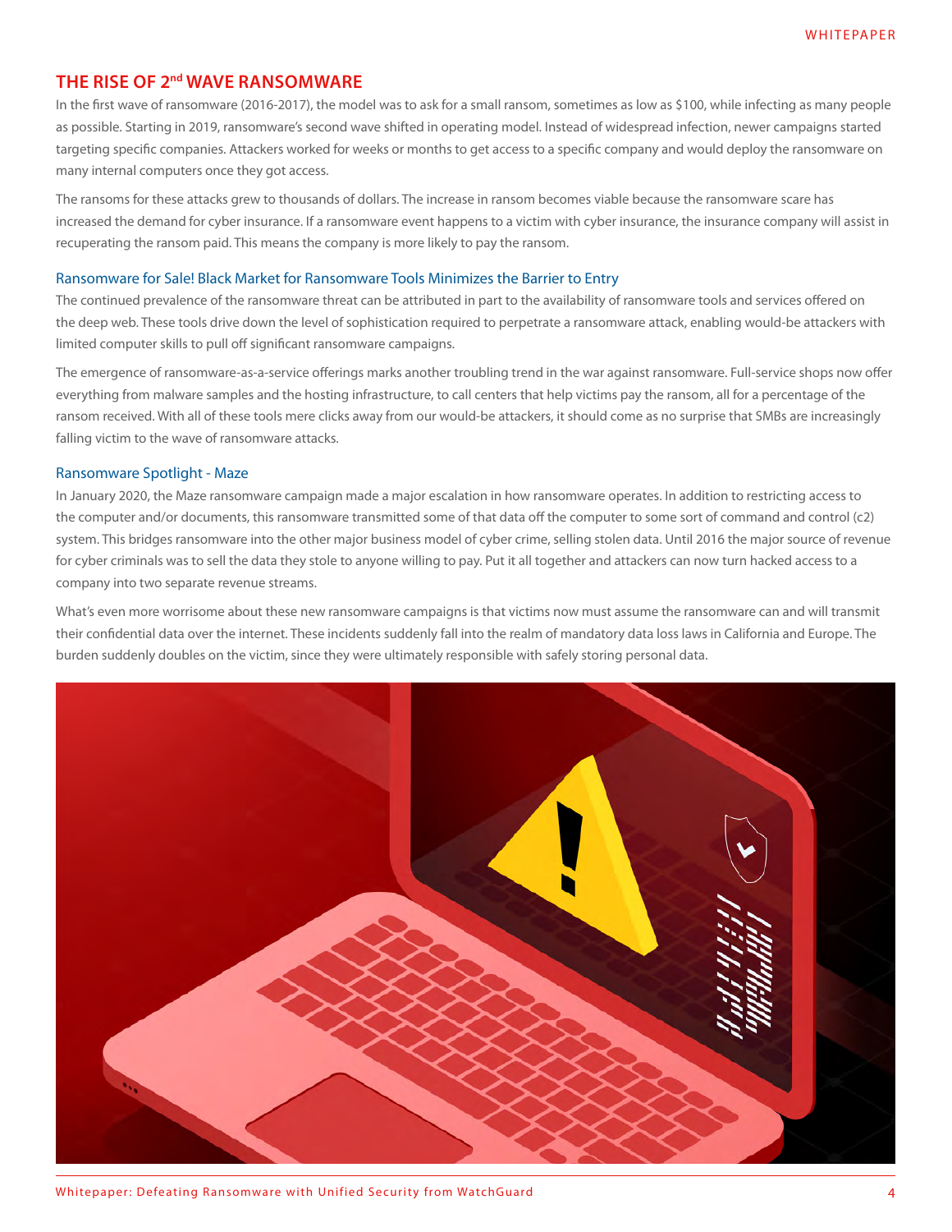## THE RISE OF 2nd WAVE RANSOMWARE

In the first wave of ransomware (2016-2017), the model was to ask for a small ransom, sometimes as low as $100, while infecting as many people as possible. Starting in 2019, ransomware's second wave shifted in operating model. Instead of widespread infection, newer campaigns started targeting specific companies. Attackers worked for weeks or months to get access to a specific company and would deploy the ransomware on many internal computers once they got access.

The ransoms for these attacks grew to thousands of dollars. The increase in ransom becomes viable because the ransomware scare has increased the demand for cyber insurance. If a ransomware event happens to a victim with cyber insurance, the insurance company will assist in recuperating the ransom paid. This means the company is more likely to pay the ransom.

### Ransomware for Sale! Black Market for Ransomware Tools Minimizes the Barrier to Entry

The continued prevalence of the ransomware threat can be attributed in part to the availability of ransomware tools and services offered on the deep web. These tools drive down the level of sophistication required to perpetrate a ransomware attack, enabling would-be attackers with limited computer skills to pull off significant ransomware campaigns.

The emergence of ransomware-as-a-service offerings marks another troubling trend in the war against ransomware. Full-service shops now offer everything from malware samples and the hosting infrastructure, to call centers that help victims pay the ransom, all for a percentage of the ransom received. With all of these tools mere clicks away from our would-be attackers, it should come as no surprise that SMBs are increasingly falling victim to the wave of ransomware attacks.

### Ransomware Spotlight - Maze

In January 2020, the Maze ransomware campaign made a major escalation in how ransomware operates. In addition to restricting access to the computer and/or documents, this ransomware transmitted some of that data off the computer to some sort of command and control (c2) system. This bridges ransomware into the other major business model of cyber crime, selling stolen data. Until 2016 the major source of revenue for cyber criminals was to sell the data they stole to anyone willing to pay. Put it all together and attackers can now turn hacked access to a company into two separate revenue streams.

What's even more worrisome about these new ransomware campaigns is that victims now must assume the ransomware can and will transmit their confidential data over the internet. These incidents suddenly fall into the realm of mandatory data loss laws in California and Europe. The burden suddenly doubles on the victim, since they were ultimately responsible with safely storing personal data.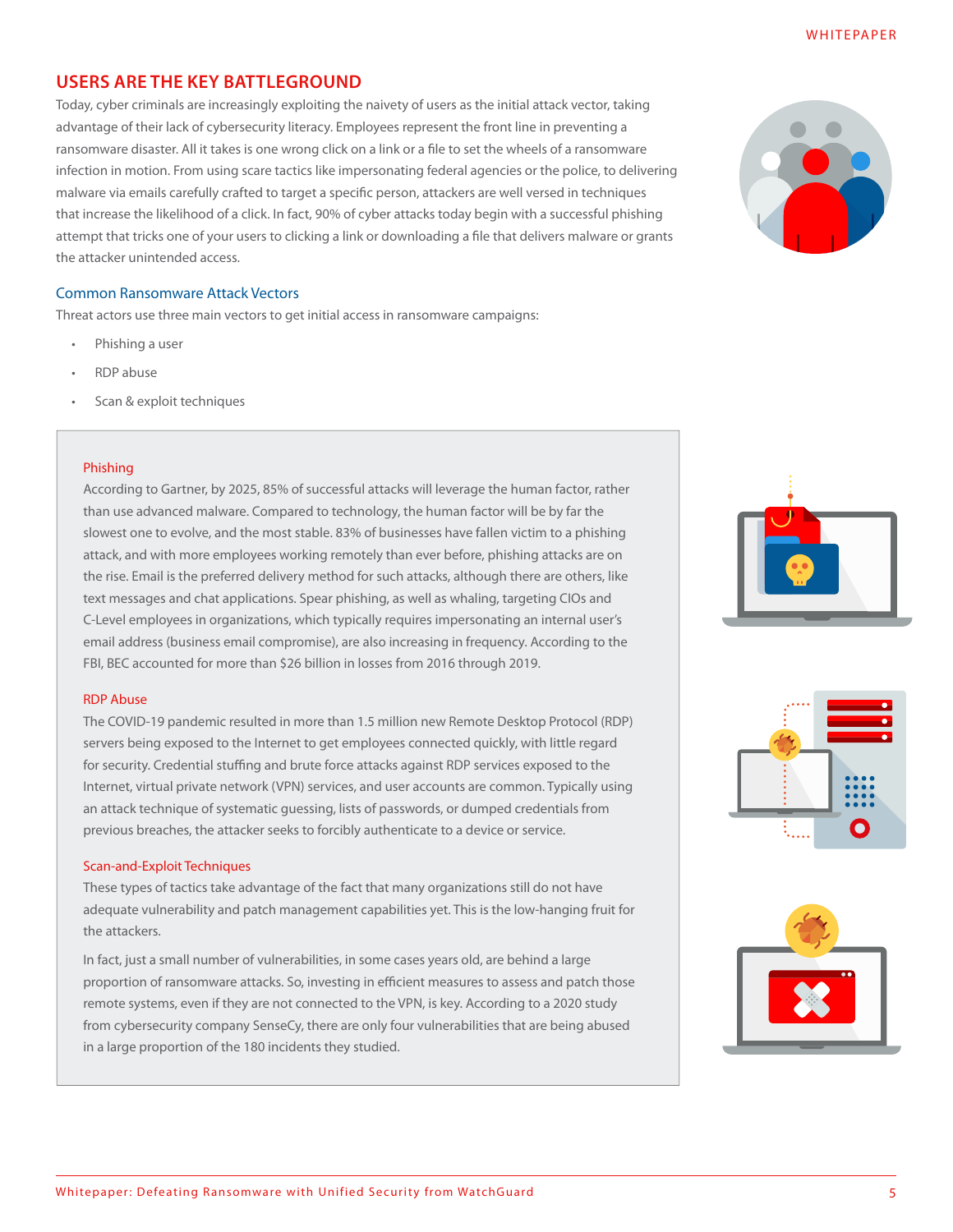## USERS ARE THE KEY BATTLEGROUND

Today, cyber criminals are increasingly exploiting the naivety of users as the initial attack vector, taking advantage of their lack of cybersecurity literacy. Employees represent the front line in preventing a ransomware disaster. All it takes is one wrong click on a link or a file to set the wheels of a ransomware infection in motion. From using scare tactics like impersonating federal agencies or the police, to delivering malware via emails carefully crafted to target a specific person, attackers are well versed in techniques that increase the likelihood of a click. In fact, 90% of cyber attacks today begin with a successful phishing attempt that tricks one of your users to clicking a link or downloading a file that delivers malware or grants the attacker unintended access.

### Common Ransomware Attack Vectors

Threat actors use three main vectors to get initial access in ransomware campaigns:

- Phishing a user
- RDP abuse
- Scan & exploit techniques

#### Phishing

According to Gartner, by 2025, 85% of successful attacks will leverage the human factor, rather than use advanced malware. Compared to technology, the human factor will be by far the slowest one to evolve, and the most stable. 83% of businesses have fallen victim to a phishing attack, and with more employees working remotely than ever before, phishing attacks are on the rise. Email is the preferred delivery method for such attacks, although there are others, like text messages and chat applications. Spear phishing, as well as whaling, targeting CIOs and C-Level employees in organizations, which typically requires impersonating an internal user's email address (business email compromise), are also increasing in frequency. According to the FBI, BEC accounted for more than $26 billion in losses from 2016 through 2019.

#### RDP Abuse

The COVID-19 pandemic resulted in more than 1.5 million new Remote Desktop Protocol (RDP) servers being exposed to the Internet to get employees connected quickly, with little regard for security. Credential stuffing and brute force attacks against RDP services exposed to the Internet, virtual private network (VPN) services, and user accounts are common. Typically using an attack technique of systematic guessing, lists of passwords, or dumped credentials from previous breaches, the attacker seeks to forcibly authenticate to a device or service.

#### Scan-and-Exploit Techniques

These types of tactics take advantage of the fact that many organizations still do not have adequate vulnerability and patch management capabilities yet. This is the low-hanging fruit for the attackers.

In fact, just a small number of vulnerabilities, in some cases years old, are behind a large proportion of ransomware attacks. So, investing in efficient measures to assess and patch those remote systems, even if they are not connected to the VPN, is key. According to a 2020 study from cybersecurity company SenseCy, there are only four vulnerabilities that are being abused in a large proportion of the 180 incidents they studied.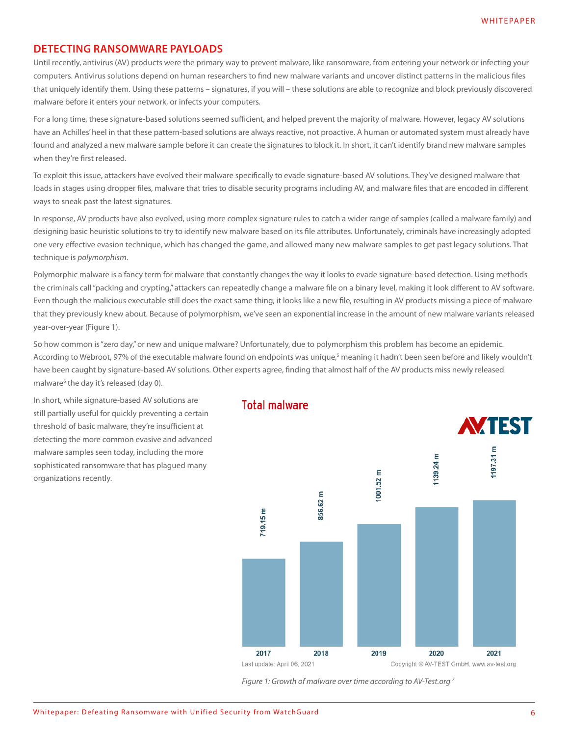## DETECTING RANSOMWARE PAYLOADS

Until recently, antivirus (AV) products were the primary way to prevent malware, like ransomware, from entering your network or infecting your computers. Antivirus solutions depend on human researchers to find new malware variants and uncover distinct patterns in the malicious files that uniquely identify them. Using these patterns – signatures, if you will – these solutions are able to recognize and block previously discovered malware before it enters your network, or infects your computers.

For a long time, these signature-based solutions seemed sufficient, and helped prevent the majority of malware. However, legacy AV solutions have an Achilles' heel in that these pattern-based solutions are always reactive, not proactive. A human or automated system must already have found and analyzed a new malware sample before it can create the signatures to block it. In short, it can't identify brand new malware samples when they're first released.

To exploit this issue, attackers have evolved their malware specifically to evade signature-based AV solutions. They've designed malware that loads in stages using dropper files, malware that tries to disable security programs including AV, and malware files that are encoded in different ways to sneak past the latest signatures.

In response, AV products have also evolved, using more complex signature rules to catch a wider range of samples (called a malware family) and designing basic heuristic solutions to try to identify new malware based on its file attributes. Unfortunately, criminals have increasingly adopted one very effective evasion technique, which has changed the game, and allowed many new malware samples to get past legacy solutions. That technique is *polymorphism*.

Polymorphic malware is a fancy term for malware that constantly changes the way it looks to evade signature-based detection. Using methods the criminals call "packing and crypting," attackers can repeatedly change a malware file on a binary level, making it look different to AV software. Even though the malicious executable still does the exact same thing, it looks like a new file, resulting in AV products missing a piece of malware that they previously knew about. Because of polymorphism, we've seen an exponential increase in the amount of new malware variants released year-over-year (Figure 1).

So how common is "zero day," or new and unique malware? Unfortunately, due to polymorphism this problem has become an epidemic. According to Webroot, 97% of the executable malware found on endpoints was unique,[5] meaning it hadn't been seen before and likely wouldn't have been caught by signature-based AV solutions. Other experts agree, finding that almost half of the AV products miss newly released malware[6] the day it's released (day 0).

In short, while signature-based AV solutions are still partially useful for quickly preventing a certain threshold of basic malware, they're insufficient at detecting the more common evasive and advanced malware samples seen today, including the more sophisticated ransomware that has plagued many organizations recently.

**Total malware**

| Year | Total malware |
|---|---|
| 2017 | 719.15 m |
| 2018 | 856.62 m |
| 2019 | 1001.52 m |
| 2020 | 1139.24 m |
| 2021 | 1197.31 m |

Last update: April 06, 2021 — Copyright © AV-TEST GmbH, www.av-test.org

*Figure 1: Growth of malware over time according to AV-Test.org* [7]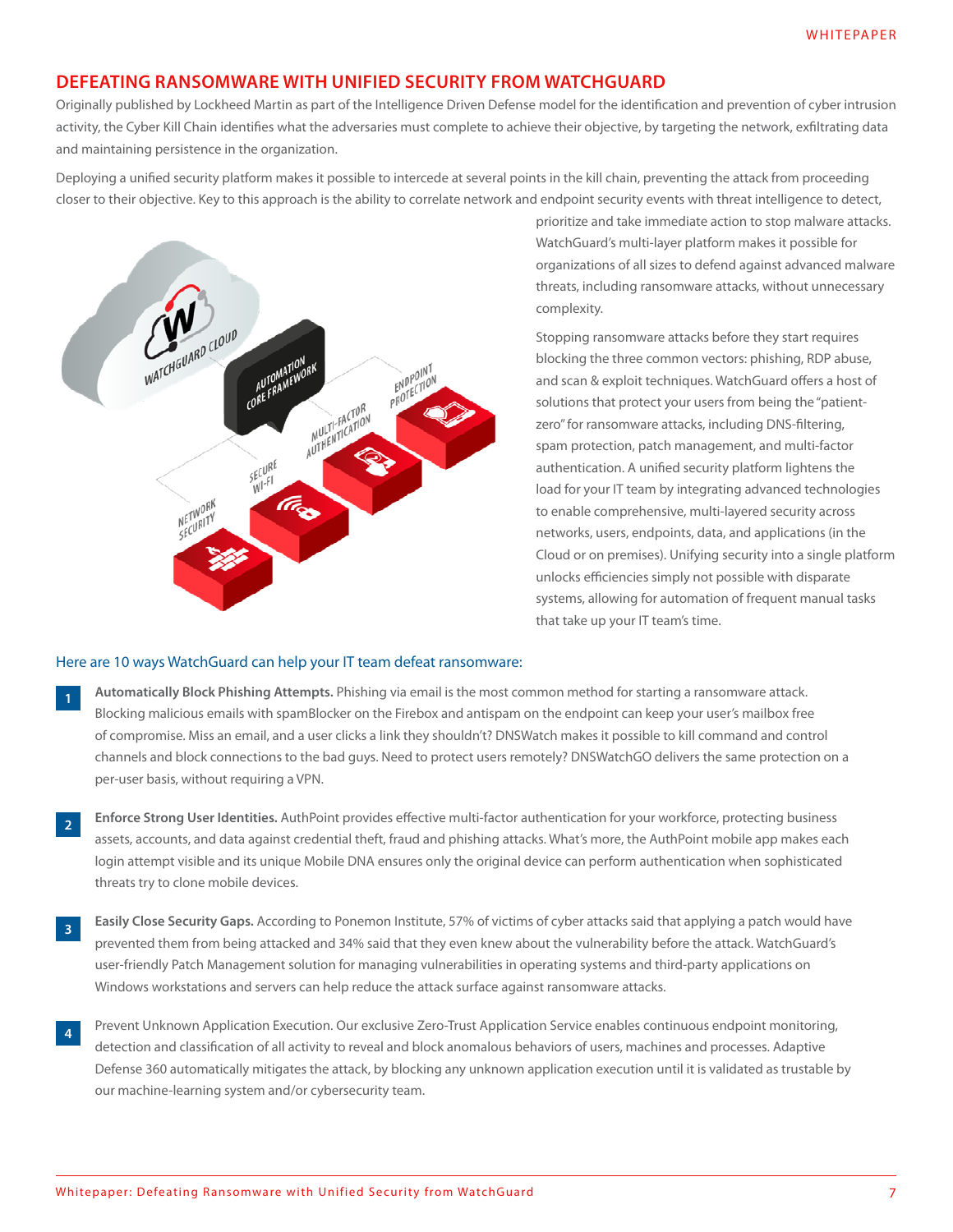## DEFEATING RANSOMWARE WITH UNIFIED SECURITY FROM WATCHGUARD

Originally published by Lockheed Martin as part of the Intelligence Driven Defense model for the identification and prevention of cyber intrusion activity, the Cyber Kill Chain identifies what the adversaries must complete to achieve their objective, by targeting the network, exfiltrating data and maintaining persistence in the organization.

Deploying a unified security platform makes it possible to intercede at several points in the kill chain, preventing the attack from proceeding closer to their objective. Key to this approach is the ability to correlate network and endpoint security events with threat intelligence to detect, prioritize and take immediate action to stop malware attacks. WatchGuard's multi-layer platform makes it possible for organizations of all sizes to defend against advanced malware threats, including ransomware attacks, without unnecessary complexity.

Stopping ransomware attacks before they start requires blocking the three common vectors: phishing, RDP abuse, and scan & exploit techniques. WatchGuard offers a host of solutions that protect your users from being the "patient-zero" for ransomware attacks, including DNS-filtering, spam protection, patch management, and multi-factor authentication. A unified security platform lightens the load for your IT team by integrating advanced technologies to enable comprehensive, multi-layered security across networks, users, endpoints, data, and applications (in the Cloud or on premises). Unifying security into a single platform unlocks efficiencies simply not possible with disparate systems, allowing for automation of frequent manual tasks that take up your IT team's time.

### Here are 10 ways WatchGuard can help your IT team defeat ransomware:

1. **Automatically Block Phishing Attempts.** Phishing via email is the most common method for starting a ransomware attack. Blocking malicious emails with spamBlocker on the Firebox and antispam on the endpoint can keep your user's mailbox free of compromise. Miss an email, and a user clicks a link they shouldn't? DNSWatch makes it possible to kill command and control channels and block connections to the bad guys. Need to protect users remotely? DNSWatchGO delivers the same protection on a per-user basis, without requiring a VPN.

2. **Enforce Strong User Identities.** AuthPoint provides effective multi-factor authentication for your workforce, protecting business assets, accounts, and data against credential theft, fraud and phishing attacks. What's more, the AuthPoint mobile app makes each login attempt visible and its unique Mobile DNA ensures only the original device can perform authentication when sophisticated threats try to clone mobile devices.

3. **Easily Close Security Gaps.** According to Ponemon Institute, 57% of victims of cyber attacks said that applying a patch would have prevented them from being attacked and 34% said that they even knew about the vulnerability before the attack. WatchGuard's user-friendly Patch Management solution for managing vulnerabilities in operating systems and third-party applications on Windows workstations and servers can help reduce the attack surface against ransomware attacks.

4. Prevent Unknown Application Execution. Our exclusive Zero-Trust Application Service enables continuous endpoint monitoring, detection and classification of all activity to reveal and block anomalous behaviors of users, machines and processes. Adaptive Defense 360 automatically mitigates the attack, by blocking any unknown application execution until it is validated as trustable by our machine-learning system and/or cybersecurity team.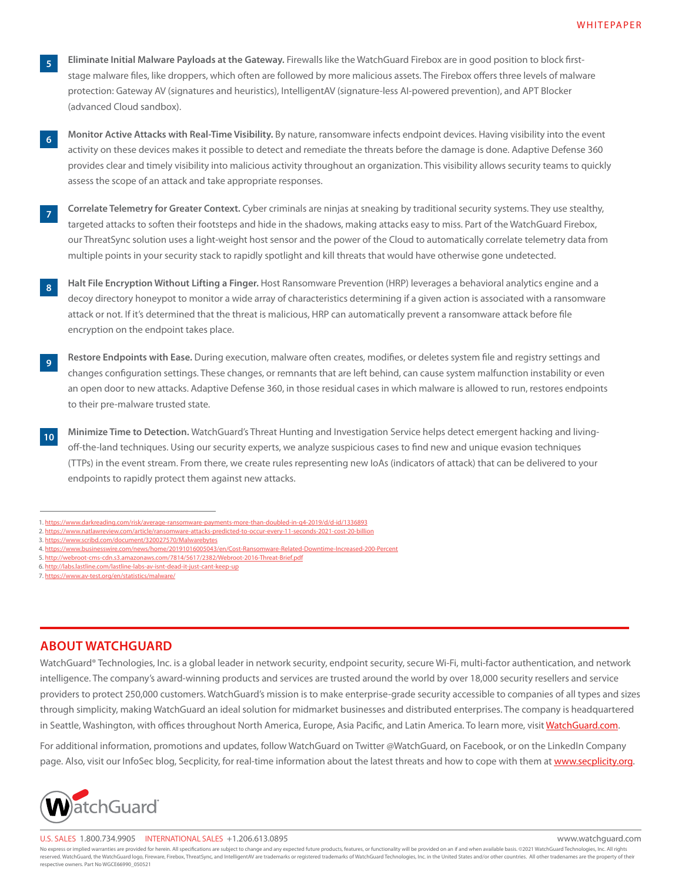5. **Eliminate Initial Malware Payloads at the Gateway.** Firewalls like the WatchGuard Firebox are in good position to block first-stage malware files, like droppers, which often are followed by more malicious assets. The Firebox offers three levels of malware protection: Gateway AV (signatures and heuristics), IntelligentAV (signature-less AI-powered prevention), and APT Blocker (advanced Cloud sandbox).

6. **Monitor Active Attacks with Real-Time Visibility.** By nature, ransomware infects endpoint devices. Having visibility into the event activity on these devices makes it possible to detect and remediate the threats before the damage is done. Adaptive Defense 360 provides clear and timely visibility into malicious activity throughout an organization. This visibility allows security teams to quickly assess the scope of an attack and take appropriate responses.

7. **Correlate Telemetry for Greater Context.** Cyber criminals are ninjas at sneaking by traditional security systems. They use stealthy, targeted attacks to soften their footsteps and hide in the shadows, making attacks easy to miss. Part of the WatchGuard Firebox, our ThreatSync solution uses a light-weight host sensor and the power of the Cloud to automatically correlate telemetry data from multiple points in your security stack to rapidly spotlight and kill threats that would have otherwise gone undetected.

8. **Halt File Encryption Without Lifting a Finger.** Host Ransomware Prevention (HRP) leverages a behavioral analytics engine and a decoy directory honeypot to monitor a wide array of characteristics determining if a given action is associated with a ransomware attack or not. If it's determined that the threat is malicious, HRP can automatically prevent a ransomware attack before file encryption on the endpoint takes place.

9. **Restore Endpoints with Ease.** During execution, malware often creates, modifies, or deletes system file and registry settings and changes configuration settings. These changes, or remnants that are left behind, can cause system malfunction instability or even an open door to new attacks. Adaptive Defense 360, in those residual cases in which malware is allowed to run, restores endpoints to their pre-malware trusted state.

10. **Minimize Time to Detection.** WatchGuard's Threat Hunting and Investigation Service helps detect emergent hacking and living-off-the-land techniques. Using our security experts, we analyze suspicious cases to find new and unique evasion techniques (TTPs) in the event stream. From there, we create rules representing new IoAs (indicators of attack) that can be delivered to your endpoints to rapidly protect them against new attacks.

---

1. https://www.darkreading.com/risk/average-ransomware-payments-more-than-doubled-in-q4-2019/d/d-id/1336893
2. https://www.natlawreview.com/article/ransomware-attacks-predicted-to-occur-every-11-seconds-2021-cost-20-billion
3. https://www.scribd.com/document/320027570/Malwarebytes
4. https://www.businesswire.com/news/home/20191016005043/en/Cost-Ransomware-Related-Downtime-Increased-200-Percent
5. http://webroot-cms-cdn.s3.amazonaws.com/7814/5617/2382/Webroot-2016-Threat-Brief.pdf
6. http://labs.lastline.com/lastline-labs-av-isnt-dead-it-just-cant-keep-up
7. https://www.av-test.org/en/statistics/malware/

## ABOUT WATCHGUARD

WatchGuard® Technologies, Inc. is a global leader in network security, endpoint security, secure Wi-Fi, multi-factor authentication, and network intelligence. The company's award-winning products and services are trusted around the world by over 18,000 security resellers and service providers to protect 250,000 customers. WatchGuard's mission is to make enterprise-grade security accessible to companies of all types and sizes through simplicity, making WatchGuard an ideal solution for midmarket businesses and distributed enterprises. The company is headquartered in Seattle, Washington, with offices throughout North America, Europe, Asia Pacific, and Latin America. To learn more, visit WatchGuard.com.

For additional information, promotions and updates, follow WatchGuard on Twitter @WatchGuard, on Facebook, or on the LinkedIn Company page. Also, visit our InfoSec blog, Secplicity, for real-time information about the latest threats and how to cope with them at www.secplicity.org.

U.S. SALES 1.800.734.9905 INTERNATIONAL SALES +1.206.613.0895 www.watchguard.com

No express or implied warranties are provided for herein. All specifications are subject to change and any expected future products, features, or functionality will be provided on an if and when available basis. ©2021 WatchGuard Technologies, Inc. All rights reserved. WatchGuard, the WatchGuard logo, Fireware, Firebox, ThreatSync, and IntelligentAV are trademarks or registered trademarks of WatchGuard Technologies, Inc. in the United States and/or other countries. All other tradenames are the property of their respective owners. Part No WGCE66990_050521